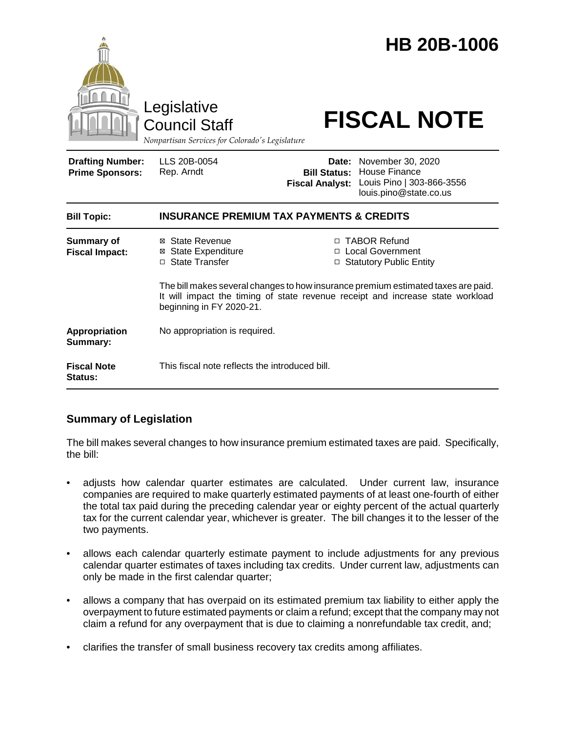# HB 20B-1006

Legislative Council Staff

*Nonpartisan Services for Colorado's Legislature*

# FISCAL NOTE

| | | | |
|---|---|---|---|
| **Drafting Number:** | LLS 20B-0054 | **Date:** | November 30, 2020 |
| **Prime Sponsors:** | Rep. Arndt | **Bill Status:** | House Finance |
| | | **Fiscal Analyst:** | Louis Pino \| 303-866-3556 louis.pino@state.co.us |

| | |
|---|---|
| **Bill Topic:** | **INSURANCE PREMIUM TAX PAYMENTS & CREDITS** |
| **Summary of Fiscal Impact:** | ☒ State Revenue ☒ State Expenditure ☐ State Transfer ☐ TABOR Refund ☐ Local Government ☐ Statutory Public Entity<br><br>The bill makes several changes to how insurance premium estimated taxes are paid. It will impact the timing of state revenue receipt and increase state workload beginning in FY 2020-21. |
| **Appropriation Summary:** | No appropriation is required. |
| **Fiscal Note Status:** | This fiscal note reflects the introduced bill. |

## Summary of Legislation

The bill makes several changes to how insurance premium estimated taxes are paid. Specifically, the bill:

- adjusts how calendar quarter estimates are calculated. Under current law, insurance companies are required to make quarterly estimated payments of at least one-fourth of either the total tax paid during the preceding calendar year or eighty percent of the actual quarterly tax for the current calendar year, whichever is greater. The bill changes it to the lesser of the two payments.
- allows each calendar quarterly estimate payment to include adjustments for any previous calendar quarter estimates of taxes including tax credits. Under current law, adjustments can only be made in the first calendar quarter;
- allows a company that has overpaid on its estimated premium tax liability to either apply the overpayment to future estimated payments or claim a refund; except that the company may not claim a refund for any overpayment that is due to claiming a nonrefundable tax credit, and;
- clarifies the transfer of small business recovery tax credits among affiliates.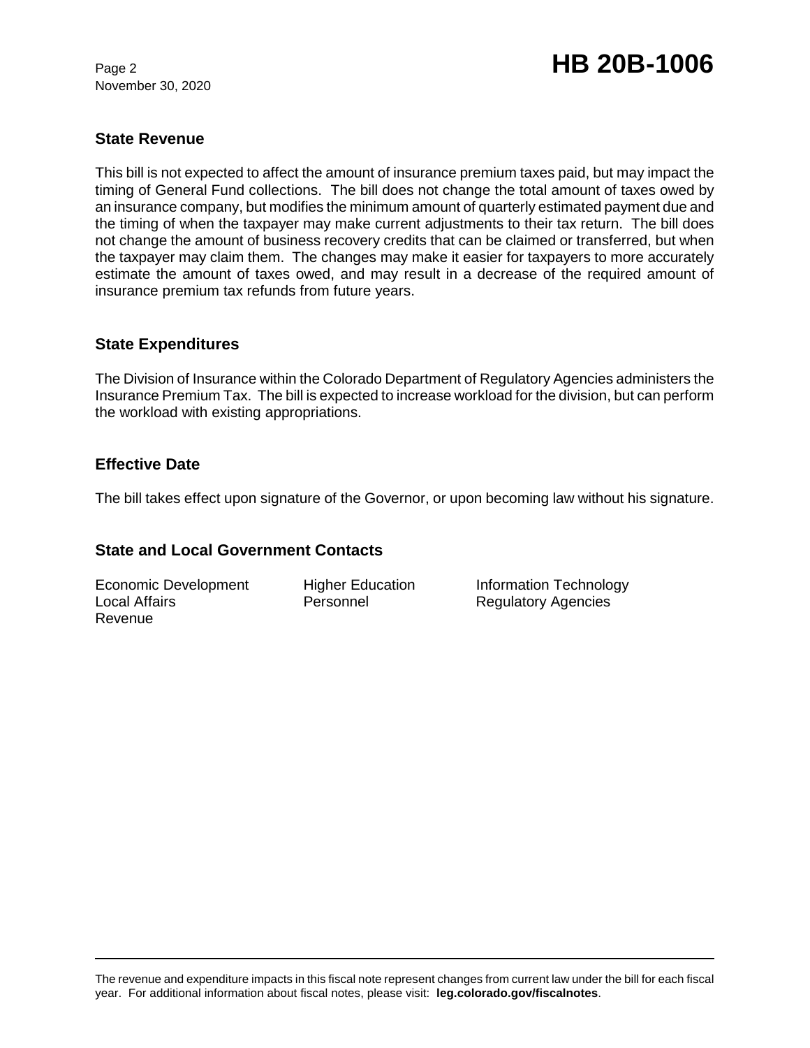## State Revenue

This bill is not expected to affect the amount of insurance premium taxes paid, but may impact the timing of General Fund collections. The bill does not change the total amount of taxes owed by an insurance company, but modifies the minimum amount of quarterly estimated payment due and the timing of when the taxpayer may make current adjustments to their tax return. The bill does not change the amount of business recovery credits that can be claimed or transferred, but when the taxpayer may claim them. The changes may make it easier for taxpayers to more accurately estimate the amount of taxes owed, and may result in a decrease of the required amount of insurance premium tax refunds from future years.

## State Expenditures

The Division of Insurance within the Colorado Department of Regulatory Agencies administers the Insurance Premium Tax. The bill is expected to increase workload for the division, but can perform the workload with existing appropriations.

## Effective Date

The bill takes effect upon signature of the Governor, or upon becoming law without his signature.

## State and Local Government Contacts

| | | |
|---|---|---|
| Economic Development | Higher Education | Information Technology |
| Local Affairs | Personnel | Regulatory Agencies |
| Revenue | | |

The revenue and expenditure impacts in this fiscal note represent changes from current law under the bill for each fiscal year. For additional information about fiscal notes, please visit: **leg.colorado.gov/fiscalnotes**.